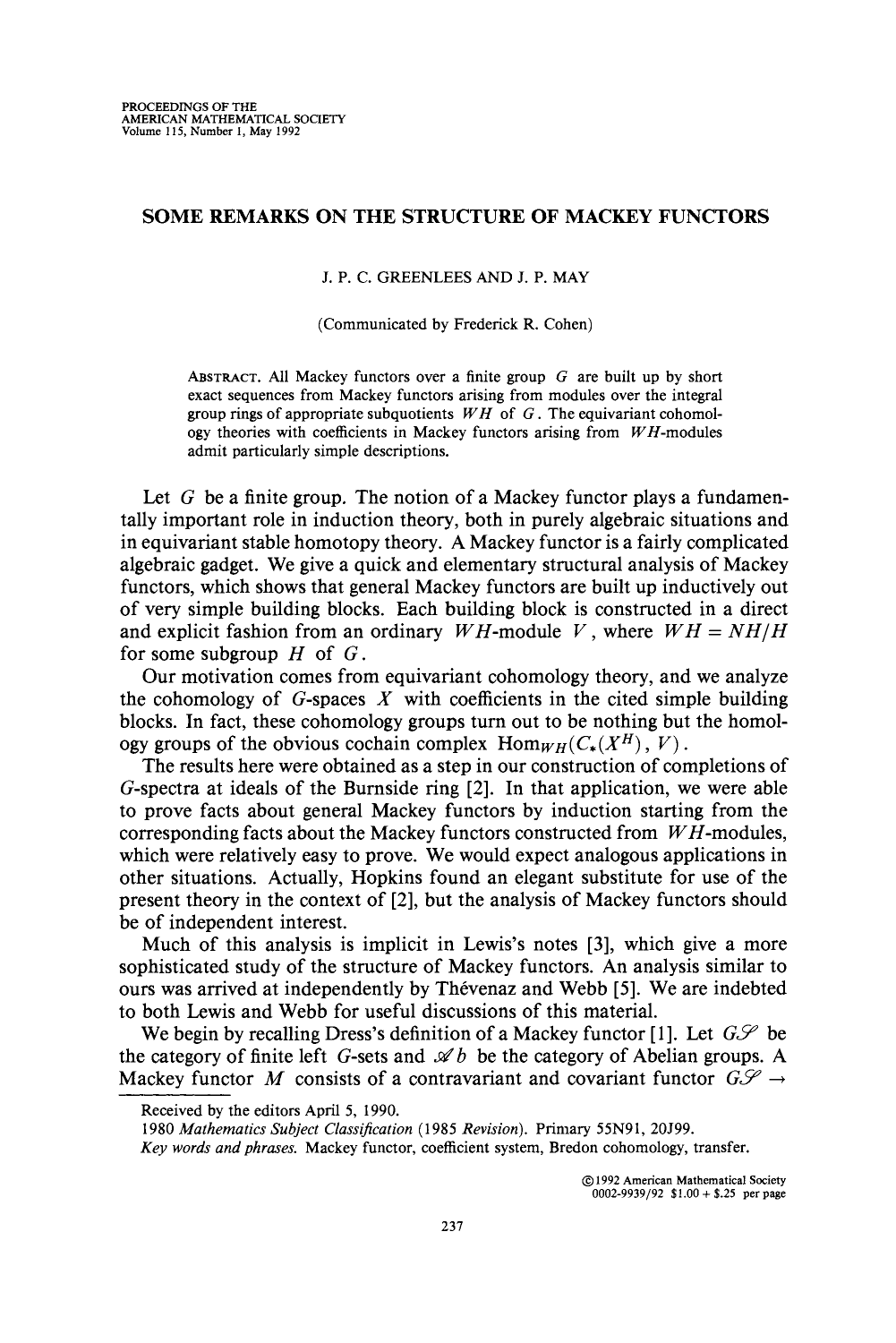# SOME REMARKS ON THE STRUCTURE OF MACKEY FUNCTORS

J. P. C. GREENLEES AND J. P. MAY

(Communicated by Frederick R. Cohen)

ABSTRACT. All Mackey functors over a finite group $G$ are built up by short exact sequences from Mackey functors arising from modules over the integral group rings of appropriate subquotients $WH$ of $G$. The equivariant cohomology theories with coefficients in Mackey functors arising from $WH$-modules admit particularly simple descriptions.

Let $G$ be a finite group. The notion of a Mackey functor plays a fundamentally important role in induction theory, both in purely algebraic situations and in equivariant stable homotopy theory. A Mackey functor is a fairly complicated algebraic gadget. We give a quick and elementary structural analysis of Mackey functors, which shows that general Mackey functors are built up inductively out of very simple building blocks. Each building block is constructed in a direct and explicit fashion from an ordinary $WH$-module $V$, where $WH = NH/H$ for some subgroup $H$ of $G$.

Our motivation comes from equivariant cohomology theory, and we analyze the cohomology of $G$-spaces $X$ with coefficients in the cited simple building blocks. In fact, these cohomology groups turn out to be nothing but the homology groups of the obvious cochain complex $\mathrm{Hom}_{WH}(C_*(X^H), V)$.

The results here were obtained as a step in our construction of completions of $G$-spectra at ideals of the Burnside ring [2]. In that application, we were able to prove facts about general Mackey functors by induction starting from the corresponding facts about the Mackey functors constructed from $WH$-modules, which were relatively easy to prove. We would expect analogous applications in other situations. Actually, Hopkins found an elegant substitute for use of the present theory in the context of [2], but the analysis of Mackey functors should be of independent interest.

Much of this analysis is implicit in Lewis's notes [3], which give a more sophisticated study of the structure of Mackey functors. An analysis similar to ours was arrived at independently by Thévenaz and Webb [5]. We are indebted to both Lewis and Webb for useful discussions of this material.

We begin by recalling Dress's definition of a Mackey functor [1]. Let $G\mathscr{S}$ be the category of finite left $G$-sets and $\mathscr{A}b$ be the category of Abelian groups. A Mackey functor $M$ consists of a contravariant and covariant functor $G\mathscr{S} \to$

---

Received by the editors April 5, 1990.

1980 *Mathematics Subject Classification* (1985 *Revision*). Primary 55N91, 20J99.

*Key words and phrases.* Mackey functor, coefficient system, Bredon cohomology, transfer.

©1992 American Mathematical Society
0002-9939/92 \$1.00 + \$.25 per page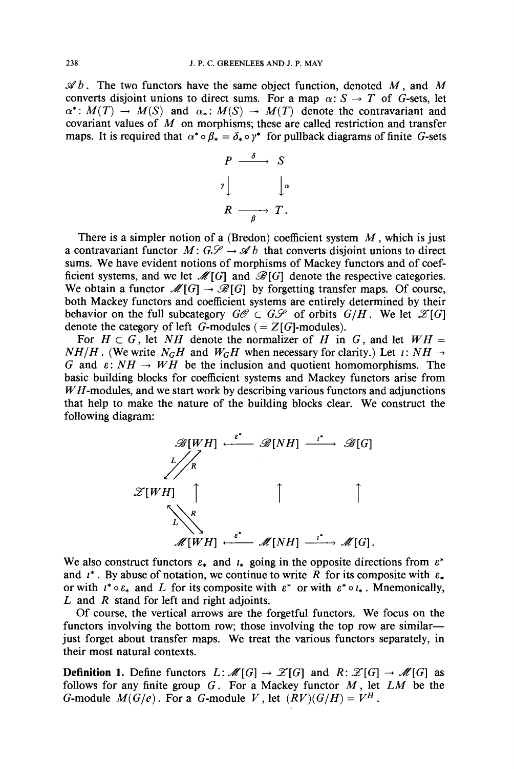$\mathscr{A}b$. The two functors have the same object function, denoted $M$, and $M$ converts disjoint unions to direct sums. For a map $\alpha\colon S \to T$ of $G$-sets, let $\alpha^*\colon M(T) \to M(S)$ and $\alpha_*\colon M(S) \to M(T)$ denote the contravariant and covariant values of $M$ on morphisms; these are called restriction and transfer maps. It is required that $\alpha^* \circ \beta_* = \delta_* \circ \gamma^*$ for pullback diagrams of finite $G$-sets

$$\begin{array}{ccc} P & \xrightarrow{\delta} & S \\ {\scriptstyle\gamma}\downarrow & & \downarrow{\scriptstyle\alpha} \\ R & \xrightarrow[\beta]{} & T. \end{array}$$

There is a simpler notion of a (Bredon) coefficient system $M$, which is just a contravariant functor $M\colon G\mathscr{S} \to \mathscr{A}b$ that converts disjoint unions to direct sums. We have evident notions of morphisms of Mackey functors and of coefficient systems, and we let $\mathscr{M}[G]$ and $\mathscr{B}[G]$ denote the respective categories. We obtain a functor $\mathscr{M}[G] \to \mathscr{B}[G]$ by forgetting transfer maps. Of course, both Mackey functors and coefficient systems are entirely determined by their behavior on the full subcategory $G\mathscr{O} \subset G\mathscr{S}$ of orbits $G/H$. We let $\mathscr{Z}[G]$ denote the category of left $G$-modules ($= Z[G]$-modules).

For $H \subset G$, let $NH$ denote the normalizer of $H$ in $G$, and let $WH = NH/H$. (We write $N_GH$ and $W_GH$ when necessary for clarity.) Let $\iota\colon NH \to G$ and $\varepsilon\colon NH \to WH$ be the inclusion and quotient homomorphisms. The basic building blocks for coefficient systems and Mackey functors arise from $WH$-modules, and we start work by describing various functors and adjunctions that help to make the nature of the building blocks clear. We construct the following diagram:

$$\begin{array}{ccccc} \mathscr{B}[WH] & \xleftarrow{\varepsilon^*} & \mathscr{B}[NH] & \xrightarrow{\iota^*} & \mathscr{B}[G] \\ {\scriptstyle L}\swarrow\nearrow{\scriptstyle R} & & & & \\ \mathscr{Z}[WH] \quad \uparrow & & \uparrow & & \uparrow \\ {\scriptstyle L}\nwarrow\searrow{\scriptstyle R} & & & & \\ \mathscr{M}[WH] & \xleftarrow{\varepsilon^*} & \mathscr{M}[NH] & \xrightarrow{\iota^*} & \mathscr{M}[G]. \end{array}$$

We also construct functors $\varepsilon_*$ and $\iota_*$ going in the opposite directions from $\varepsilon^*$ and $\iota^*$. By abuse of notation, we continue to write $R$ for its composite with $\varepsilon_*$ or with $\iota^* \circ \varepsilon_*$ and $L$ for its composite with $\varepsilon^*$ or with $\varepsilon^* \circ \iota_*$. Mnemonically, $L$ and $R$ stand for left and right adjoints.

Of course, the vertical arrows are the forgetful functors. We focus on the functors involving the bottom row; those involving the top row are similar—just forget about transfer maps. We treat the various functors separately, in their most natural contexts.

**Definition 1.** Define functors $L\colon \mathscr{M}[G] \to \mathscr{Z}[G]$ and $R\colon \mathscr{Z}[G] \to \mathscr{M}[G]$ as follows for any finite group $G$. For a Mackey functor $M$, let $LM$ be the $G$-module $M(G/e)$. For a $G$-module $V$, let $(RV)(G/H) = V^H$.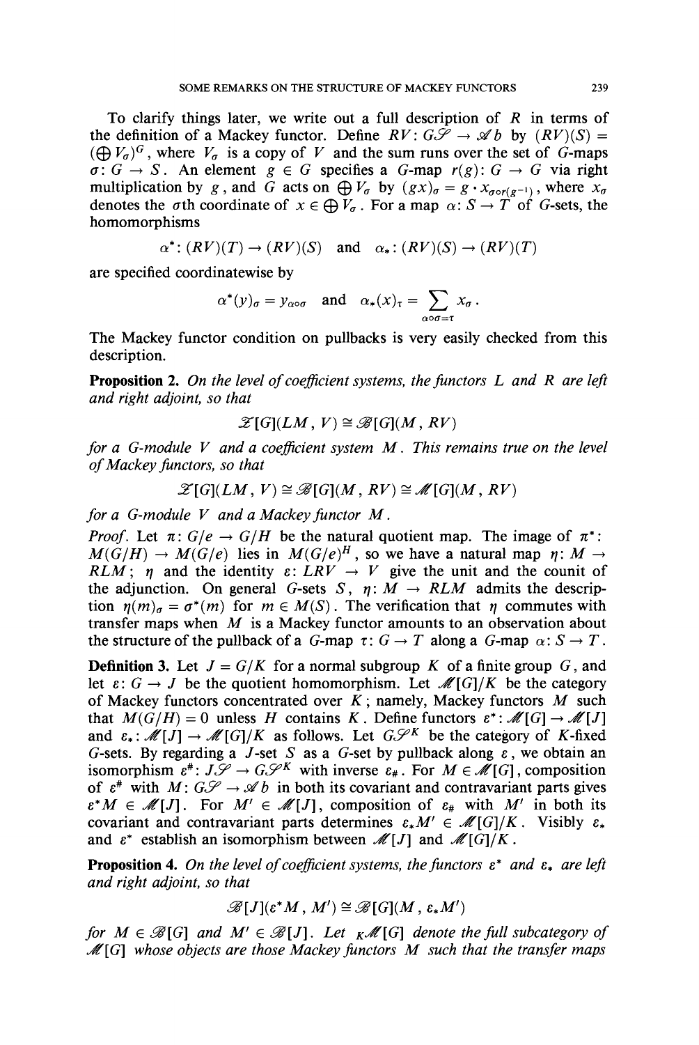To clarify things later, we write out a full description of $R$ in terms of the definition of a Mackey functor. Define $RV\colon G\mathcal{S} \to \mathcal{A}b$ by $(RV)(S) = (\bigoplus V_\sigma)^G$, where $V_\sigma$ is a copy of $V$ and the sum runs over the set of $G$-maps $\sigma\colon G \to S$. An element $g \in G$ specifies a $G$-map $r(g)\colon G \to G$ via right multiplication by $g$, and $G$ acts on $\bigoplus V_\sigma$ by $(gx)_\sigma = g \cdot x_{\sigma\circ r(g^{-1})}$, where $x_\sigma$ denotes the $\sigma$th coordinate of $x \in \bigoplus V_\sigma$. For a map $\alpha\colon S \to T$ of $G$-sets, the homomorphisms

$$\alpha^*\colon (RV)(T) \to (RV)(S) \quad \text{and} \quad \alpha_*\colon (RV)(S) \to (RV)(T)$$

are specified coordinatewise by

$$\alpha^*(y)_\sigma = y_{\alpha\circ\sigma} \quad \text{and} \quad \alpha_*(x)_\tau = \sum_{\alpha\circ\sigma=\tau} x_\sigma .$$

The Mackey functor condition on pullbacks is very easily checked from this description.

**Proposition 2.** *On the level of coefficient systems, the functors $L$ and $R$ are left and right adjoint, so that*

$$\mathcal{Z}[G](LM, V) \cong \mathcal{B}[G](M, RV)$$

*for a $G$-module $V$ and a coefficient system $M$. This remains true on the level of Mackey functors, so that*

$$\mathcal{Z}[G](LM, V) \cong \mathcal{B}[G](M, RV) \cong \mathcal{M}[G](M, RV)$$

*for a $G$-module $V$ and a Mackey functor $M$.*

*Proof.* Let $\pi\colon G/e \to G/H$ be the natural quotient map. The image of $\pi^*\colon M(G/H) \to M(G/e)$ lies in $M(G/e)^H$, so we have a natural map $\eta\colon M \to RLM$; $\eta$ and the identity $\varepsilon\colon LRV \to V$ give the unit and the counit of the adjunction. On general $G$-sets $S$, $\eta\colon M \to RLM$ admits the description $\eta(m)_\sigma = \sigma^*(m)$ for $m \in M(S)$. The verification that $\eta$ commutes with transfer maps when $M$ is a Mackey functor amounts to an observation about the structure of the pullback of a $G$-map $\tau\colon G \to T$ along a $G$-map $\alpha\colon S \to T$.

**Definition 3.** Let $J = G/K$ for a normal subgroup $K$ of a finite group $G$, and let $\varepsilon\colon G \to J$ be the quotient homomorphism. Let $\mathcal{M}[G]/K$ be the category of Mackey functors concentrated over $K$; namely, Mackey functors $M$ such that $M(G/H) = 0$ unless $H$ contains $K$. Define functors $\varepsilon^*\colon \mathcal{M}[G] \to \mathcal{M}[J]$ and $\varepsilon_*\colon \mathcal{M}[J] \to \mathcal{M}[G]/K$ as follows. Let $G\mathcal{S}^K$ be the category of $K$-fixed $G$-sets. By regarding a $J$-set $S$ as a $G$-set by pullback along $\varepsilon$, we obtain an isomorphism $\varepsilon^\#\colon J\mathcal{S} \to G\mathcal{S}^K$ with inverse $\varepsilon_\#$. For $M \in \mathcal{M}[G]$, composition of $\varepsilon^\#$ with $M\colon G\mathcal{S} \to \mathcal{A}b$ in both its covariant and contravariant parts gives $\varepsilon^*M \in \mathcal{M}[J]$. For $M' \in \mathcal{M}[J]$, composition of $\varepsilon_\#$ with $M'$ in both its covariant and contravariant parts determines $\varepsilon_*M' \in \mathcal{M}[G]/K$. Visibly $\varepsilon_*$ and $\varepsilon^*$ establish an isomorphism between $\mathcal{M}[J]$ and $\mathcal{M}[G]/K$.

**Proposition 4.** *On the level of coefficient systems, the functors $\varepsilon^*$ and $\varepsilon_*$ are left and right adjoint, so that*

$$\mathcal{B}[J](\varepsilon^*M, M') \cong \mathcal{B}[G](M, \varepsilon_*M')$$

*for $M \in \mathcal{B}[G]$ and $M' \in \mathcal{B}[J]$. Let ${}_K\mathcal{M}[G]$ denote the full subcategory of $\mathcal{M}[G]$ whose objects are those Mackey functors $M$ such that the transfer maps*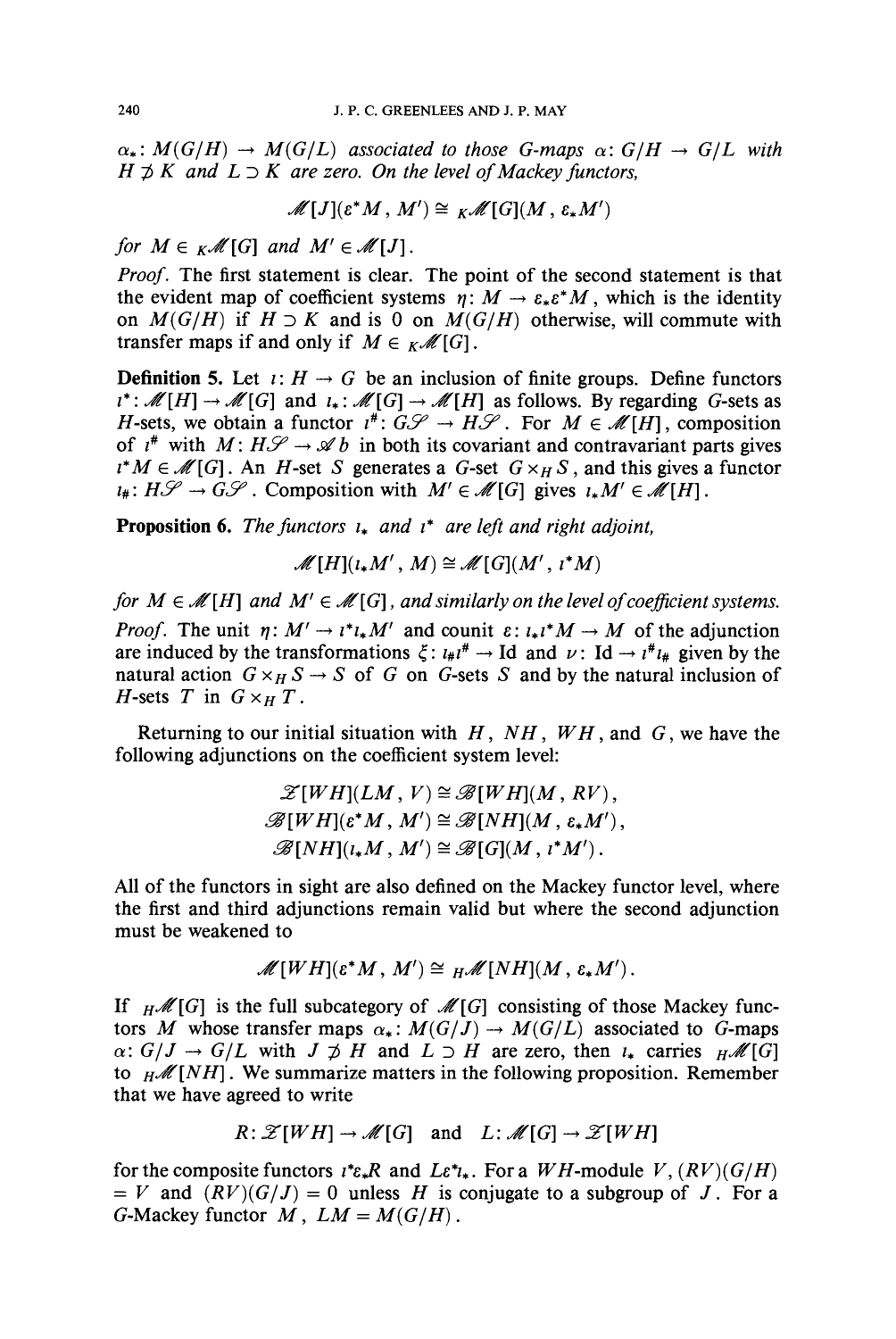$\alpha_*: M(G/H) \to M(G/L)$ associated to those $G$-maps $\alpha: G/H \to G/L$ with $H \not\supset K$ and $L \supset K$ are zero. On the level of Mackey functors,

$$\mathscr{M}[J](\varepsilon^* M, M') \cong {}_K\mathscr{M}[G](M, \varepsilon_* M')$$

*for* $M \in {}_K\mathscr{M}[G]$ *and* $M' \in \mathscr{M}[J]$.

*Proof.* The first statement is clear. The point of the second statement is that the evident map of coefficient systems $\eta: M \to \varepsilon_*\varepsilon^* M$, which is the identity on $M(G/H)$ if $H \supset K$ and is 0 on $M(G/H)$ otherwise, will commute with transfer maps if and only if $M \in {}_K\mathscr{M}[G]$.

**Definition 5.** Let $\iota: H \to G$ be an inclusion of finite groups. Define functors $\iota^*: \mathscr{M}[H] \to \mathscr{M}[G]$ and $\iota_*: \mathscr{M}[G] \to \mathscr{M}[H]$ as follows. By regarding $G$-sets as $H$-sets, we obtain a functor $\iota^\#: G\mathscr{S} \to H\mathscr{S}$. For $M \in \mathscr{M}[H]$, composition of $\iota^\#$ with $M: H\mathscr{S} \to \mathscr{A}b$ in both its covariant and contravariant parts gives $\iota^* M \in \mathscr{M}[G]$. An $H$-set $S$ generates a $G$-set $G \times_H S$, and this gives a functor $\iota_\#: H\mathscr{S} \to G\mathscr{S}$. Composition with $M' \in \mathscr{M}[G]$ gives $\iota_* M' \in \mathscr{M}[H]$.

**Proposition 6.** *The functors $\iota_*$ and $\iota^*$ are left and right adjoint,*

$$\mathscr{M}[H](\iota_* M', M) \cong \mathscr{M}[G](M', \iota^* M)$$

*for $M \in \mathscr{M}[H]$ and $M' \in \mathscr{M}[G]$, and similarly on the level of coefficient systems.*

*Proof.* The unit $\eta: M' \to \iota^*\iota_* M'$ and counit $\varepsilon: \iota_*\iota^* M \to M$ of the adjunction are induced by the transformations $\xi: \iota_\#\iota^\# \to \mathrm{Id}$ and $\nu: \mathrm{Id} \to \iota^\#\iota_\#$ given by the natural action $G \times_H S \to S$ of $G$ on $G$-sets $S$ and by the natural inclusion of $H$-sets $T$ in $G \times_H T$.

Returning to our initial situation with $H$, $NH$, $WH$, and $G$, we have the following adjunctions on the coefficient system level:

$$\mathscr{Z}[WH](LM, V) \cong \mathscr{B}[WH](M, RV),$$
$$\mathscr{B}[WH](\varepsilon^* M, M') \cong \mathscr{B}[NH](M, \varepsilon_* M'),$$
$$\mathscr{B}[NH](\iota_* M, M') \cong \mathscr{B}[G](M, \iota^* M').$$

All of the functors in sight are also defined on the Mackey functor level, where the first and third adjunctions remain valid but where the second adjunction must be weakened to

$$\mathscr{M}[WH](\varepsilon^* M, M') \cong {}_H\mathscr{M}[NH](M, \varepsilon_* M').$$

If ${}_H\mathscr{M}[G]$ is the full subcategory of $\mathscr{M}[G]$ consisting of those Mackey functors $M$ whose transfer maps $\alpha_*: M(G/J) \to M(G/L)$ associated to $G$-maps $\alpha: G/J \to G/L$ with $J \not\supset H$ and $L \supset H$ are zero, then $\iota_*$ carries ${}_H\mathscr{M}[G]$ to ${}_H\mathscr{M}[NH]$. We summarize matters in the following proposition. Remember that we have agreed to write

$$R: \mathscr{Z}[WH] \to \mathscr{M}[G] \quad \text{and} \quad L: \mathscr{M}[G] \to \mathscr{Z}[WH]$$

for the composite functors $\iota^*\varepsilon_* R$ and $L\varepsilon^*\iota_*$. For a $WH$-module $V$, $(RV)(G/H) = V$ and $(RV)(G/J) = 0$ unless $H$ is conjugate to a subgroup of $J$. For a $G$-Mackey functor $M$, $LM = M(G/H)$.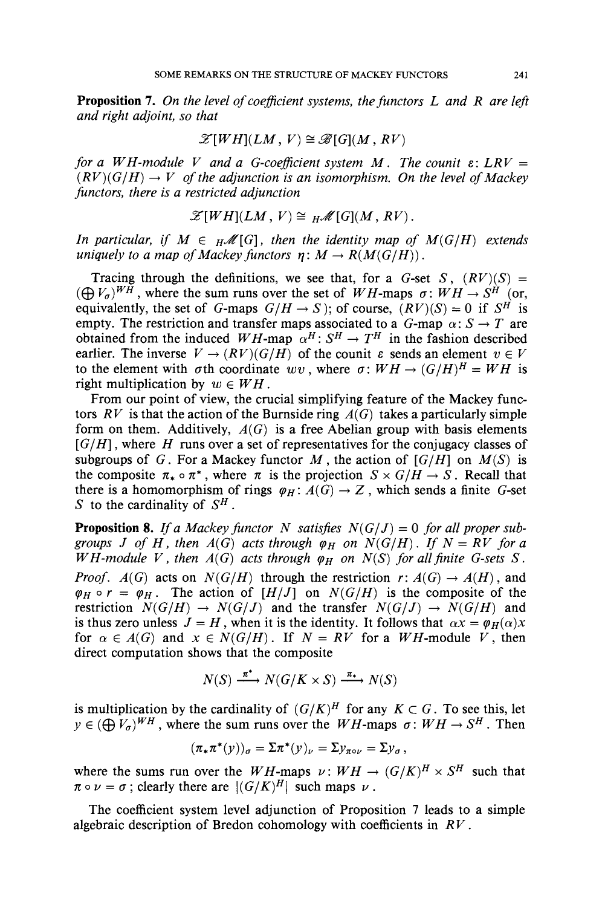**Proposition 7.** *On the level of coefficient systems, the functors $L$ and $R$ are left and right adjoint, so that*

$$\mathscr{Z}[WH](LM, V) \cong \mathscr{B}[G](M, RV)$$

*for a $WH$-module $V$ and a $G$-coefficient system $M$. The counit $\varepsilon: LRV = (RV)(G/H) \to V$ of the adjunction is an isomorphism. On the level of Mackey functors, there is a restricted adjunction*

$$\mathscr{Z}[WH](LM, V) \cong {}_H\mathscr{M}[G](M, RV).$$

*In particular, if $M \in {}_H\mathscr{M}[G]$, then the identity map of $M(G/H)$ extends uniquely to a map of Mackey functors $\eta: M \to R(M(G/H))$.*

Tracing through the definitions, we see that, for a $G$-set $S$, $(RV)(S) = (\bigoplus V_\sigma)^{WH}$, where the sum runs over the set of $WH$-maps $\sigma: WH \to S^H$ (or, equivalently, the set of $G$-maps $G/H \to S$); of course, $(RV)(S) = 0$ if $S^H$ is empty. The restriction and transfer maps associated to a $G$-map $\alpha: S \to T$ are obtained from the induced $WH$-map $\alpha^H: S^H \to T^H$ in the fashion described earlier. The inverse $V \to (RV)(G/H)$ of the counit $\varepsilon$ sends an element $v \in V$ to the element with $\sigma$th coordinate $wv$, where $\sigma: WH \to (G/H)^H = WH$ is right multiplication by $w \in WH$.

From our point of view, the crucial simplifying feature of the Mackey functors $RV$ is that the action of the Burnside ring $A(G)$ takes a particularly simple form on them. Additively, $A(G)$ is a free Abelian group with basis elements $[G/H]$, where $H$ runs over a set of representatives for the conjugacy classes of subgroups of $G$. For a Mackey functor $M$, the action of $[G/H]$ on $M(S)$ is the composite $\pi_* \circ \pi^*$, where $\pi$ is the projection $S \times G/H \to S$. Recall that there is a homomorphism of rings $\varphi_H: A(G) \to Z$, which sends a finite $G$-set $S$ to the cardinality of $S^H$.

**Proposition 8.** *If a Mackey functor $N$ satisfies $N(G/J) = 0$ for all proper subgroups $J$ of $H$, then $A(G)$ acts through $\varphi_H$ on $N(G/H)$. If $N = RV$ for a $WH$-module $V$, then $A(G)$ acts through $\varphi_H$ on $N(S)$ for all finite $G$-sets $S$.*

*Proof.* $A(G)$ acts on $N(G/H)$ through the restriction $r: A(G) \to A(H)$, and $\varphi_H \circ r = \varphi_H$. The action of $[H/J]$ on $N(G/H)$ is the composite of the restriction $N(G/H) \to N(G/J)$ and the transfer $N(G/J) \to N(G/H)$ and is thus zero unless $J = H$, when it is the identity. It follows that $\alpha x = \varphi_H(\alpha)x$ for $\alpha \in A(G)$ and $x \in N(G/H)$. If $N = RV$ for a $WH$-module $V$, then direct computation shows that the composite

$$N(S) \xrightarrow{\pi^*} N(G/K \times S) \xrightarrow{\pi_*} N(S)$$

is multiplication by the cardinality of $(G/K)^H$ for any $K \subset G$. To see this, let $y \in (\bigoplus V_\sigma)^{WH}$, where the sum runs over the $WH$-maps $\sigma: WH \to S^H$. Then

$$(\pi_*\pi^*(y))_\sigma = \Sigma\pi^*(y)_\nu = \Sigma y_{\pi\circ\nu} = \Sigma y_\sigma,$$

where the sums run over the $WH$-maps $\nu: WH \to (G/K)^H \times S^H$ such that $\pi \circ \nu = \sigma$; clearly there are $|(G/K)^H|$ such maps $\nu$.

The coefficient system level adjunction of Proposition 7 leads to a simple algebraic description of Bredon cohomology with coefficients in $RV$.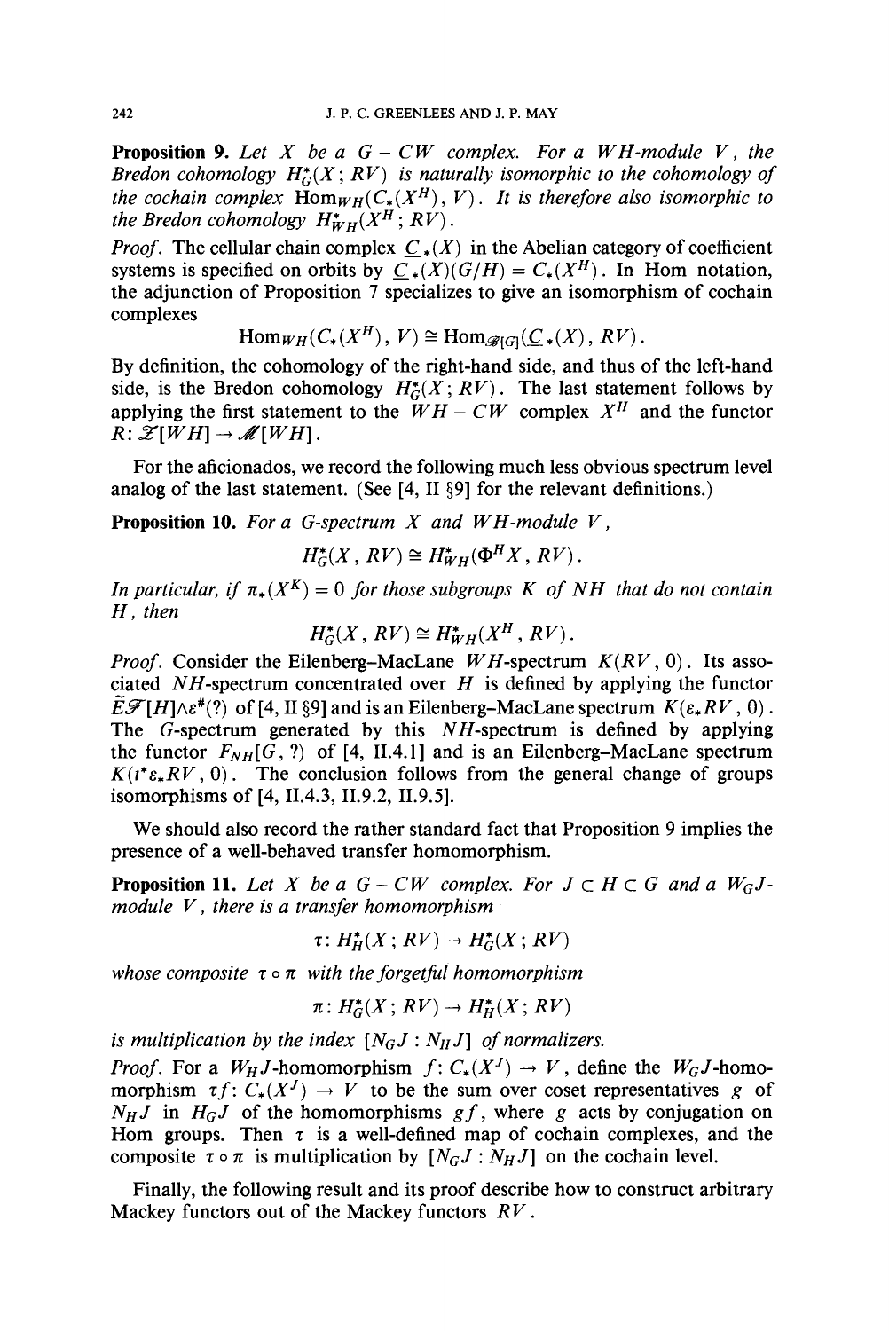**Proposition 9.** *Let $X$ be a $G-CW$ complex. For a $WH$-module $V$, the Bredon cohomology $H^*_G(X; RV)$ is naturally isomorphic to the cohomology of the cochain complex $\mathrm{Hom}_{WH}(C_*(X^H), V)$. It is therefore also isomorphic to the Bredon cohomology $H^*_{WH}(X^H; RV)$.*

*Proof.* The cellular chain complex $\underline{C}_*(X)$ in the Abelian category of coefficient systems is specified on orbits by $\underline{C}_*(X)(G/H) = C_*(X^H)$. In Hom notation, the adjunction of Proposition 7 specializes to give an isomorphism of cochain complexes

$$\mathrm{Hom}_{WH}(C_*(X^H), V) \cong \mathrm{Hom}_{\mathscr{B}[G]}(\underline{C}_*(X), RV).$$

By definition, the cohomology of the right-hand side, and thus of the left-hand side, is the Bredon cohomology $H^*_G(X; RV)$. The last statement follows by applying the first statement to the $WH-CW$ complex $X^H$ and the functor $R: \mathscr{Z}[WH] \to \mathscr{M}[WH]$.

For the aficionados, we record the following much less obvious spectrum level analog of the last statement. (See [4, II §9] for the relevant definitions.)

**Proposition 10.** *For a $G$-spectrum $X$ and $WH$-module $V$,*

$$H^*_G(X, RV) \cong H^*_{WH}(\Phi^H X, RV).$$

*In particular, if $\pi_*(X^K) = 0$ for those subgroups $K$ of $NH$ that do not contain $H$, then*

$$H^*_G(X, RV) \cong H^*_{WH}(X^H, RV).$$

*Proof.* Consider the Eilenberg-MacLane $WH$-spectrum $K(RV, 0)$. Its associated $NH$-spectrum concentrated over $H$ is defined by applying the functor $\tilde{E}\mathscr{F}[H] \wedge \varepsilon^\#(?)$ of [4, II §9] and is an Eilenberg-MacLane spectrum $K(\varepsilon_* RV, 0)$. The $G$-spectrum generated by this $NH$-spectrum is defined by applying the functor $F_{NH}[G, ?)$ of [4, II.4.1] and is an Eilenberg-MacLane spectrum $K(\iota^* \varepsilon_* RV, 0)$. The conclusion follows from the general change of groups isomorphisms of [4, II.4.3, II.9.2, II.9.5].

We should also record the rather standard fact that Proposition 9 implies the presence of a well-behaved transfer homomorphism.

**Proposition 11.** *Let $X$ be a $G-CW$ complex. For $J \subset H \subset G$ and a $W_G J$-module $V$, there is a transfer homomorphism*

$$\tau: H^*_H(X; RV) \to H^*_G(X; RV)$$

*whose composite $\tau \circ \pi$ with the forgetful homomorphism*

$$\pi: H^*_G(X; RV) \to H^*_H(X; RV)$$

*is multiplication by the index $[N_G J : N_H J]$ of normalizers.*

*Proof.* For a $W_H J$-homomorphism $f: C_*(X^J) \to V$, define the $W_G J$-homomorphism $\tau f: C_*(X^J) \to V$ to be the sum over coset representatives $g$ of $N_H J$ in $H_G J$ of the homomorphisms $gf$, where $g$ acts by conjugation on Hom groups. Then $\tau$ is a well-defined map of cochain complexes, and the composite $\tau \circ \pi$ is multiplication by $[N_G J : N_H J]$ on the cochain level.

Finally, the following result and its proof describe how to construct arbitrary Mackey functors out of the Mackey functors $RV$.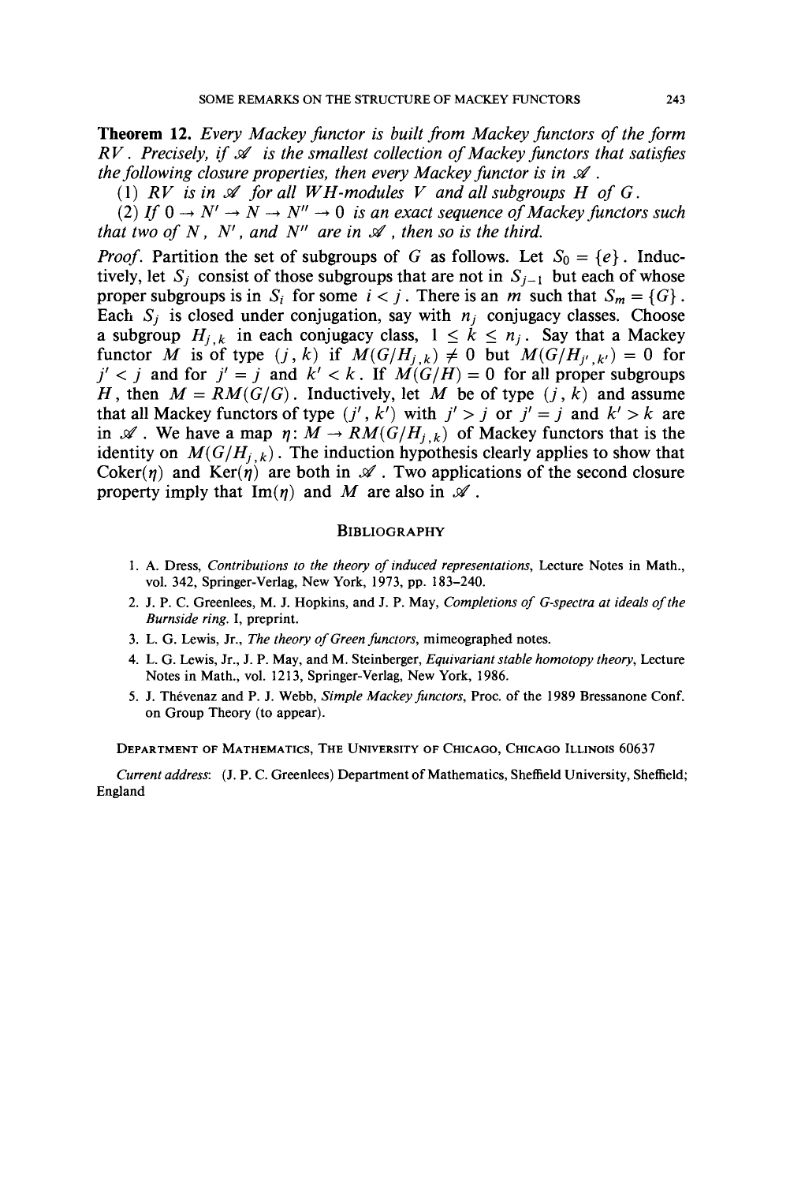**Theorem 12.** *Every Mackey functor is built from Mackey functors of the form $RV$. Precisely, if $\mathscr{A}$ is the smallest collection of Mackey functors that satisfies the following closure properties, then every Mackey functor is in $\mathscr{A}$.*

(1) *$RV$ is in $\mathscr{A}$ for all $WH$-modules $V$ and all subgroups $H$ of $G$.*

(2) *If $0 \to N' \to N \to N'' \to 0$ is an exact sequence of Mackey functors such that two of $N$, $N'$, and $N''$ are in $\mathscr{A}$, then so is the third.*

*Proof.* Partition the set of subgroups of $G$ as follows. Let $S_0 = \{e\}$. Inductively, let $S_j$ consist of those subgroups that are not in $S_{j-1}$ but each of whose proper subgroups is in $S_i$ for some $i < j$. There is an $m$ such that $S_m = \{G\}$. Each $S_j$ is closed under conjugation, say with $n_j$ conjugacy classes. Choose a subgroup $H_{j,k}$ in each conjugacy class, $1 \leq k \leq n_j$. Say that a Mackey functor $M$ is of type $(j, k)$ if $M(G/H_{j,k}) \neq 0$ but $M(G/H_{j',k'}) = 0$ for $j' < j$ and for $j' = j$ and $k' < k$. If $M(G/H) = 0$ for all proper subgroups $H$, then $M = RM(G/G)$. Inductively, let $M$ be of type $(j, k)$ and assume that all Mackey functors of type $(j', k')$ with $j' > j$ or $j' = j$ and $k' > k$ are in $\mathscr{A}$. We have a map $\eta: M \to RM(G/H_{j,k})$ of Mackey functors that is the identity on $M(G/H_{j,k})$. The induction hypothesis clearly applies to show that $\text{Coker}(\eta)$ and $\text{Ker}(\eta)$ are both in $\mathscr{A}$. Two applications of the second closure property imply that $\text{Im}(\eta)$ and $M$ are also in $\mathscr{A}$.

## Bibliography

1. A. Dress, *Contributions to the theory of induced representations*, Lecture Notes in Math., vol. 342, Springer-Verlag, New York, 1973, pp. 183–240.
2. J. P. C. Greenlees, M. J. Hopkins, and J. P. May, *Completions of G-spectra at ideals of the Burnside ring*. I, preprint.
3. L. G. Lewis, Jr., *The theory of Green functors*, mimeographed notes.
4. L. G. Lewis, Jr., J. P. May, and M. Steinberger, *Equivariant stable homotopy theory*, Lecture Notes in Math., vol. 1213, Springer-Verlag, New York, 1986.
5. J. Thévenaz and P. J. Webb, *Simple Mackey functors*, Proc. of the 1989 Bressanone Conf. on Group Theory (to appear).

Department of Mathematics, The University of Chicago, Chicago Illinois 60637

*Current address*: (J. P. C. Greenlees) Department of Mathematics, Sheffield University, Sheffield; England